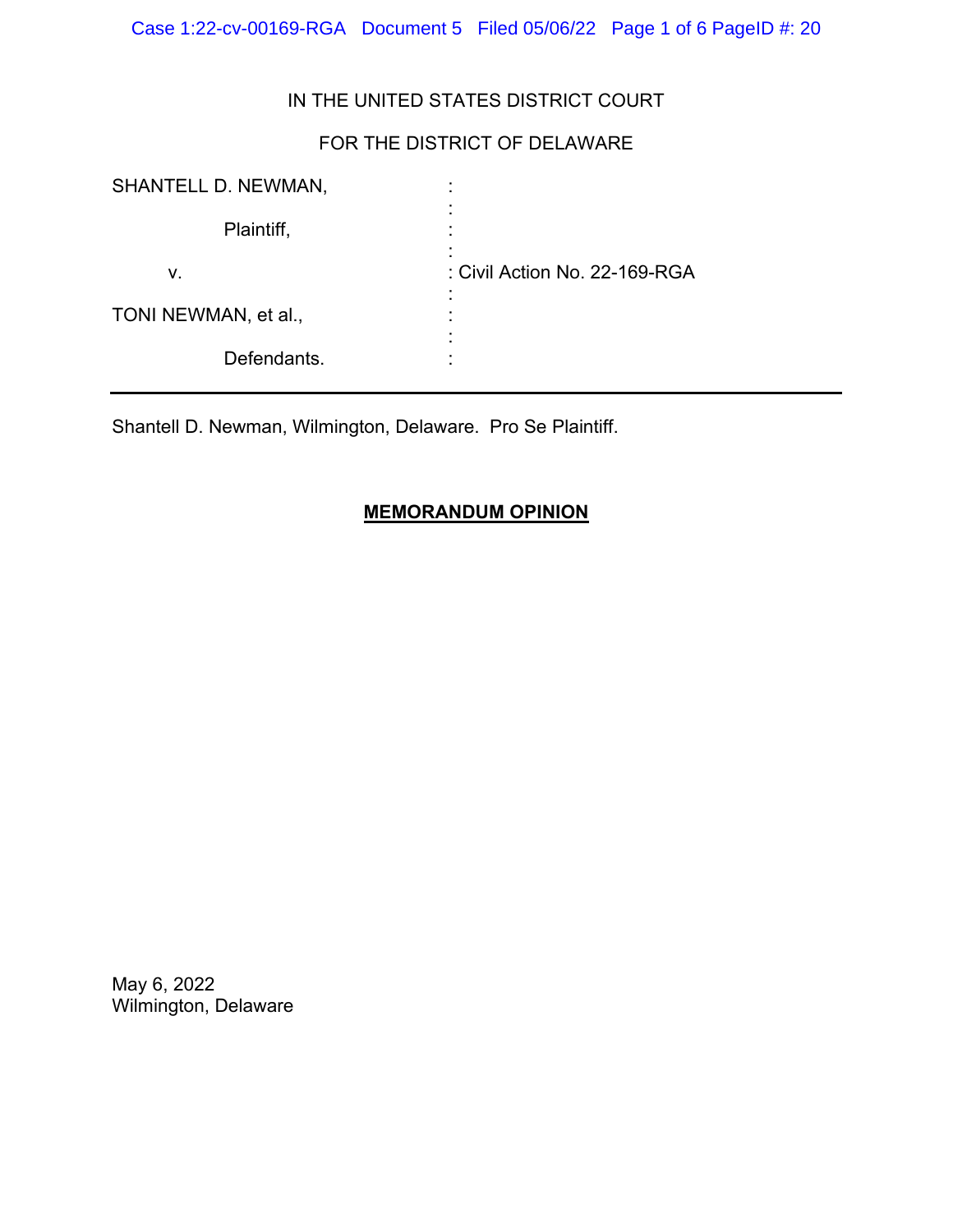IN THE UNITED STATES DISTRICT COURT

FOR THE DISTRICT OF DELAWARE

| | | |
|---|---|---|
| SHANTELL D. NEWMAN, | : | |
| Plaintiff, | : | |
| v. | : | Civil Action No. 22-169-RGA |
| TONI NEWMAN, et al., | : | |
| Defendants. | : | |

---

Shantell D. Newman, Wilmington, Delaware. Pro Se Plaintiff.

## MEMORANDUM OPINION

May 6, 2022
Wilmington, Delaware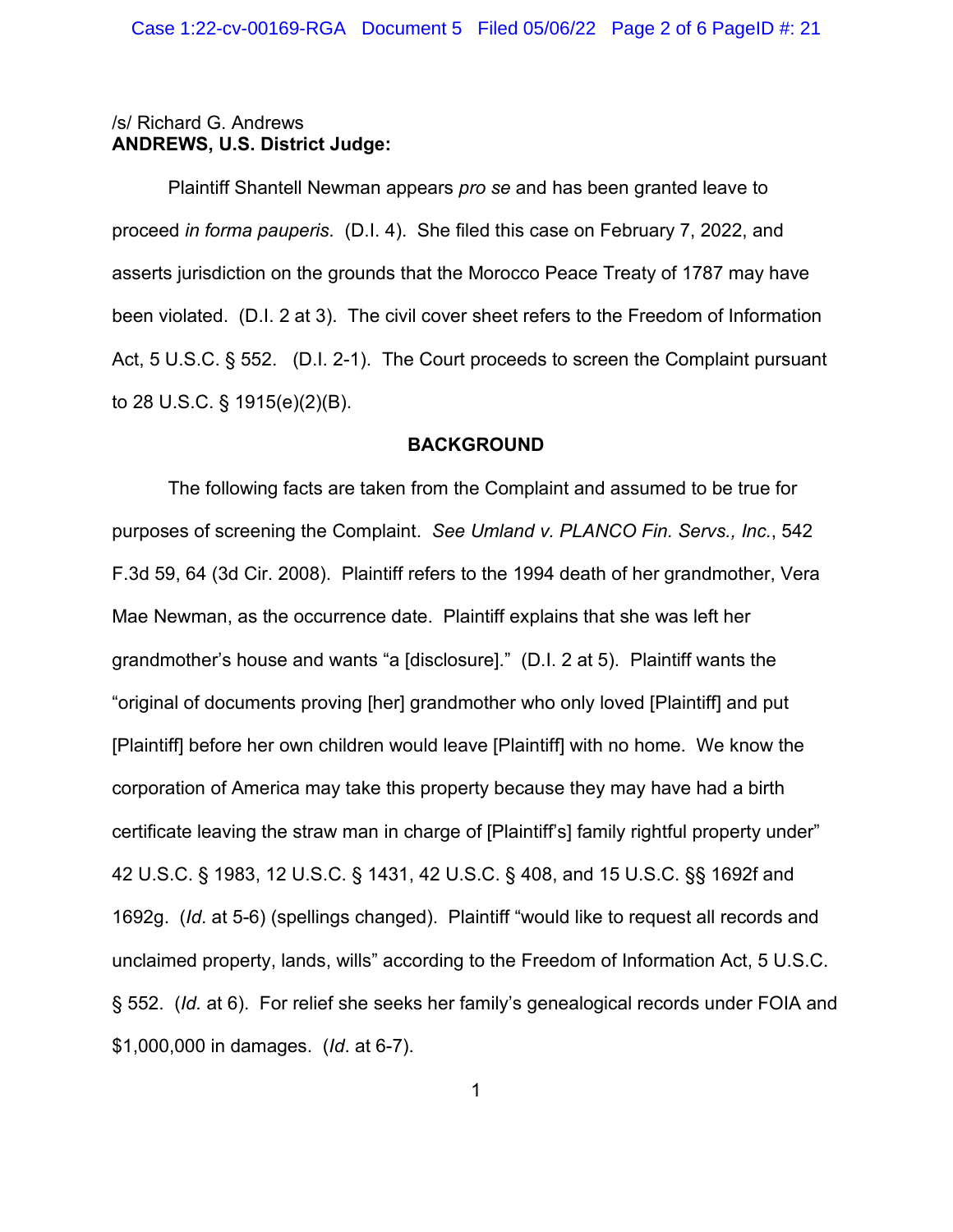/s/ Richard G. Andrews
**ANDREWS, U.S. District Judge:**

Plaintiff Shantell Newman appears *pro se* and has been granted leave to proceed *in forma pauperis*. (D.I. 4). She filed this case on February 7, 2022, and asserts jurisdiction on the grounds that the Morocco Peace Treaty of 1787 may have been violated. (D.I. 2 at 3). The civil cover sheet refers to the Freedom of Information Act, 5 U.S.C. § 552. (D.I. 2-1). The Court proceeds to screen the Complaint pursuant to 28 U.S.C. § 1915(e)(2)(B).

## BACKGROUND

The following facts are taken from the Complaint and assumed to be true for purposes of screening the Complaint. *See Umland v. PLANCO Fin. Servs., Inc.*, 542 F.3d 59, 64 (3d Cir. 2008). Plaintiff refers to the 1994 death of her grandmother, Vera Mae Newman, as the occurrence date. Plaintiff explains that she was left her grandmother's house and wants "a [disclosure]." (D.I. 2 at 5). Plaintiff wants the "original of documents proving [her] grandmother who only loved [Plaintiff] and put [Plaintiff] before her own children would leave [Plaintiff] with no home. We know the corporation of America may take this property because they may have had a birth certificate leaving the straw man in charge of [Plaintiff's] family rightful property under" 42 U.S.C. § 1983, 12 U.S.C. § 1431, 42 U.S.C. § 408, and 15 U.S.C. §§ 1692f and 1692g. (*Id*. at 5-6) (spellings changed). Plaintiff "would like to request all records and unclaimed property, lands, wills" according to the Freedom of Information Act, 5 U.S.C. § 552. (*Id.* at 6). For relief she seeks her family's genealogical records under FOIA and $1,000,000 in damages. (*Id*. at 6-7).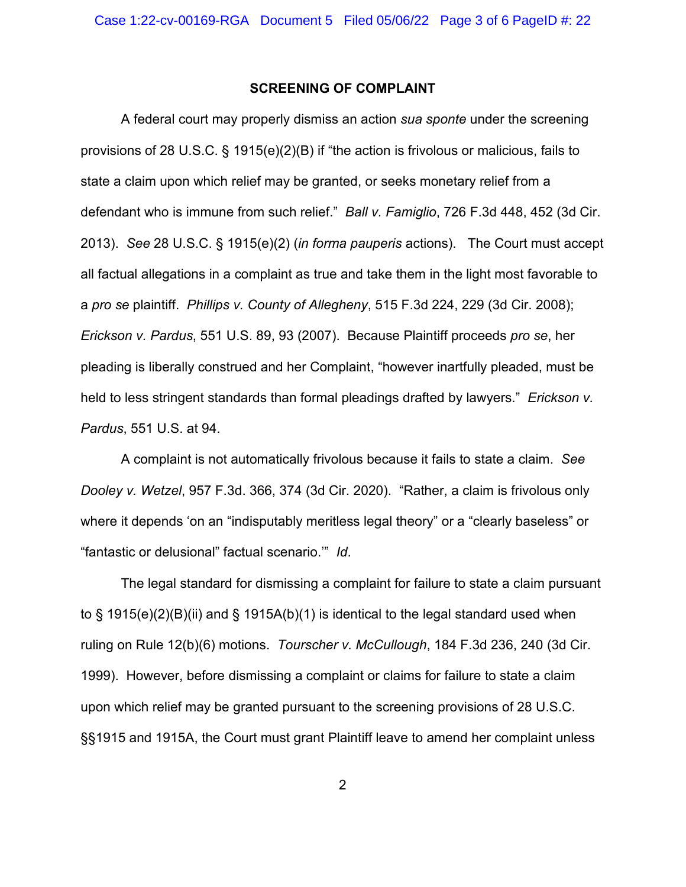## SCREENING OF COMPLAINT

A federal court may properly dismiss an action *sua sponte* under the screening provisions of 28 U.S.C. § 1915(e)(2)(B) if "the action is frivolous or malicious, fails to state a claim upon which relief may be granted, or seeks monetary relief from a defendant who is immune from such relief." *Ball v. Famiglio*, 726 F.3d 448, 452 (3d Cir. 2013). *See* 28 U.S.C. § 1915(e)(2) (*in forma pauperis* actions). The Court must accept all factual allegations in a complaint as true and take them in the light most favorable to a *pro se* plaintiff. *Phillips v. County of Allegheny*, 515 F.3d 224, 229 (3d Cir. 2008); *Erickson v. Pardus*, 551 U.S. 89, 93 (2007). Because Plaintiff proceeds *pro se*, her pleading is liberally construed and her Complaint, "however inartfully pleaded, must be held to less stringent standards than formal pleadings drafted by lawyers." *Erickson v. Pardus*, 551 U.S. at 94.

A complaint is not automatically frivolous because it fails to state a claim. *See Dooley v. Wetzel*, 957 F.3d. 366, 374 (3d Cir. 2020). "Rather, a claim is frivolous only where it depends 'on an "indisputably meritless legal theory" or a "clearly baseless" or "fantastic or delusional" factual scenario.'" *Id*.

The legal standard for dismissing a complaint for failure to state a claim pursuant to § 1915(e)(2)(B)(ii) and § 1915A(b)(1) is identical to the legal standard used when ruling on Rule 12(b)(6) motions. *Tourscher v. McCullough*, 184 F.3d 236, 240 (3d Cir. 1999). However, before dismissing a complaint or claims for failure to state a claim upon which relief may be granted pursuant to the screening provisions of 28 U.S.C. §§1915 and 1915A, the Court must grant Plaintiff leave to amend her complaint unless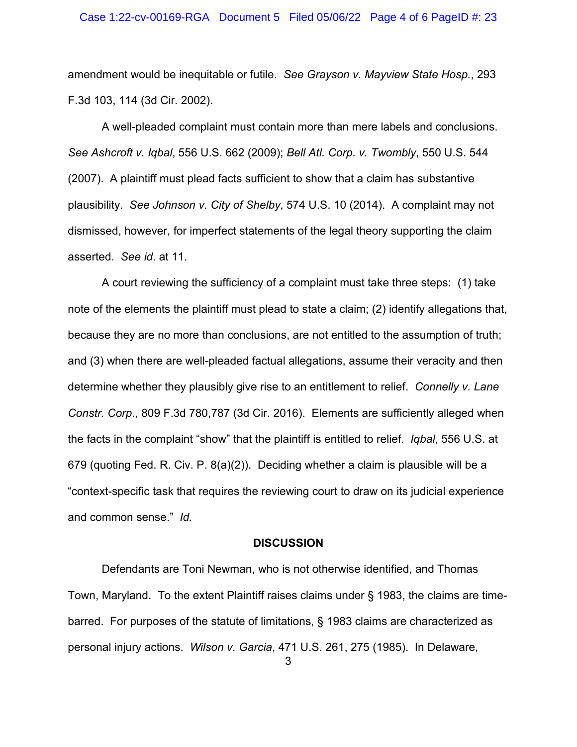amendment would be inequitable or futile. *See Grayson v. Mayview State Hosp.*, 293 F.3d 103, 114 (3d Cir. 2002).

A well-pleaded complaint must contain more than mere labels and conclusions. *See Ashcroft v. Iqbal*, 556 U.S. 662 (2009); *Bell Atl. Corp. v. Twombly*, 550 U.S. 544 (2007). A plaintiff must plead facts sufficient to show that a claim has substantive plausibility. *See Johnson v. City of Shelby*, 574 U.S. 10 (2014). A complaint may not dismissed, however, for imperfect statements of the legal theory supporting the claim asserted. *See id*. at 11.

A court reviewing the sufficiency of a complaint must take three steps: (1) take note of the elements the plaintiff must plead to state a claim; (2) identify allegations that, because they are no more than conclusions, are not entitled to the assumption of truth; and (3) when there are well-pleaded factual allegations, assume their veracity and then determine whether they plausibly give rise to an entitlement to relief. *Connelly v. Lane Constr. Corp.*, 809 F.3d 780,787 (3d Cir. 2016). Elements are sufficiently alleged when the facts in the complaint "show" that the plaintiff is entitled to relief. *Iqbal*, 556 U.S. at 679 (quoting Fed. R. Civ. P. 8(a)(2)). Deciding whether a claim is plausible will be a "context-specific task that requires the reviewing court to draw on its judicial experience and common sense." *Id.*

**DISCUSSION**

Defendants are Toni Newman, who is not otherwise identified, and Thomas Town, Maryland. To the extent Plaintiff raises claims under § 1983, the claims are time-barred. For purposes of the statute of limitations, § 1983 claims are characterized as personal injury actions. *Wilson v. Garcia*, 471 U.S. 261, 275 (1985). In Delaware,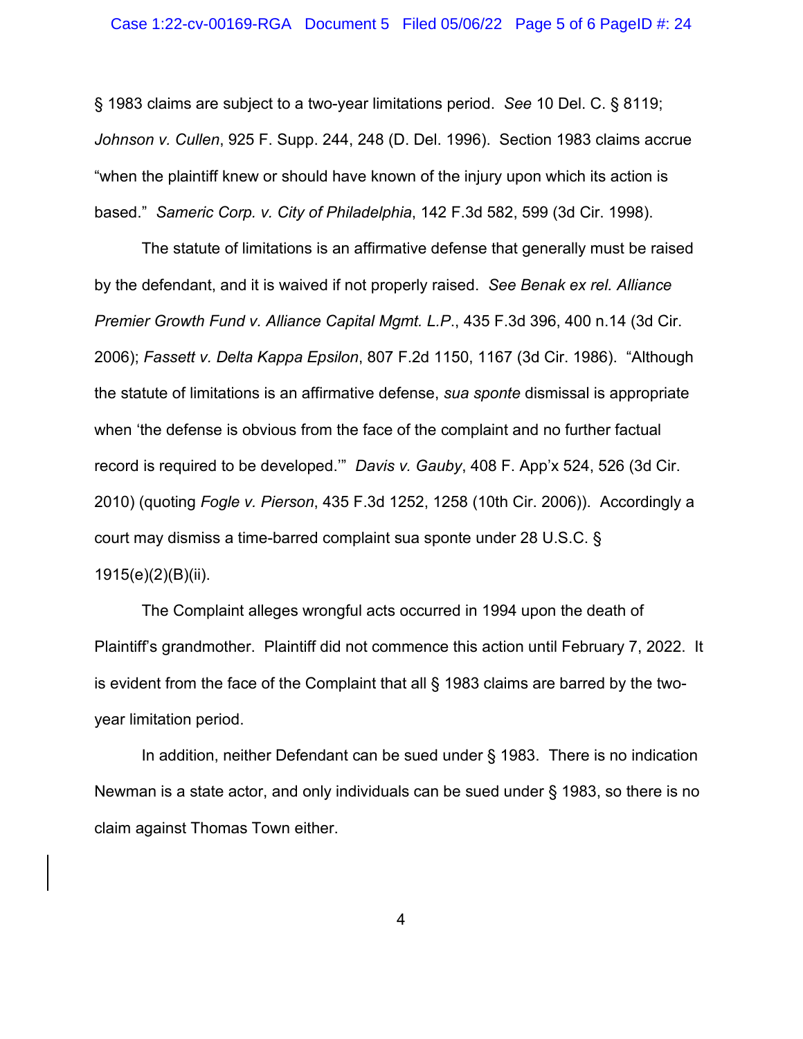§ 1983 claims are subject to a two-year limitations period. *See* 10 Del. C. § 8119; *Johnson v. Cullen*, 925 F. Supp. 244, 248 (D. Del. 1996). Section 1983 claims accrue "when the plaintiff knew or should have known of the injury upon which its action is based." *Sameric Corp. v. City of Philadelphia*, 142 F.3d 582, 599 (3d Cir. 1998).

The statute of limitations is an affirmative defense that generally must be raised by the defendant, and it is waived if not properly raised. *See Benak ex rel. Alliance Premier Growth Fund v. Alliance Capital Mgmt. L.P.*, 435 F.3d 396, 400 n.14 (3d Cir. 2006); *Fassett v. Delta Kappa Epsilon*, 807 F.2d 1150, 1167 (3d Cir. 1986). "Although the statute of limitations is an affirmative defense, *sua sponte* dismissal is appropriate when 'the defense is obvious from the face of the complaint and no further factual record is required to be developed.'" *Davis v. Gauby*, 408 F. App'x 524, 526 (3d Cir. 2010) (quoting *Fogle v. Pierson*, 435 F.3d 1252, 1258 (10th Cir. 2006)). Accordingly a court may dismiss a time-barred complaint sua sponte under 28 U.S.C. § 1915(e)(2)(B)(ii).

The Complaint alleges wrongful acts occurred in 1994 upon the death of Plaintiff's grandmother. Plaintiff did not commence this action until February 7, 2022. It is evident from the face of the Complaint that all § 1983 claims are barred by the two-year limitation period.

In addition, neither Defendant can be sued under § 1983. There is no indication Newman is a state actor, and only individuals can be sued under § 1983, so there is no claim against Thomas Town either.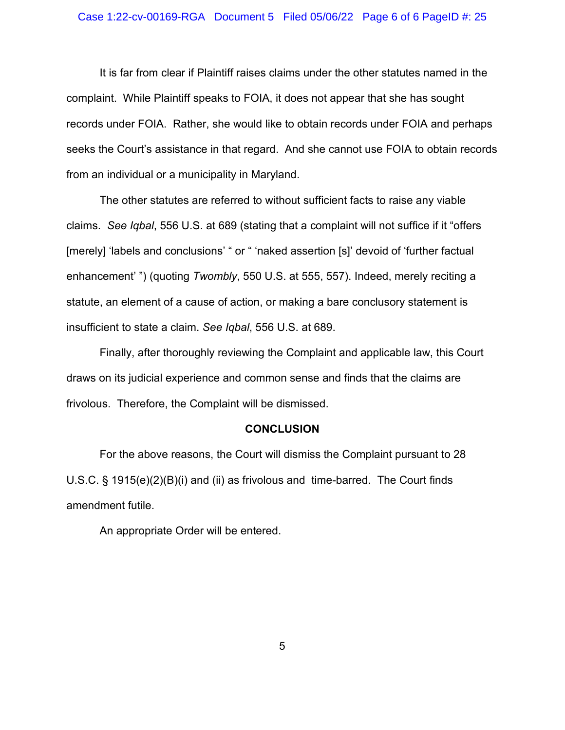It is far from clear if Plaintiff raises claims under the other statutes named in the complaint. While Plaintiff speaks to FOIA, it does not appear that she has sought records under FOIA. Rather, she would like to obtain records under FOIA and perhaps seeks the Court's assistance in that regard. And she cannot use FOIA to obtain records from an individual or a municipality in Maryland.

The other statutes are referred to without sufficient facts to raise any viable claims. *See Iqbal*, 556 U.S. at 689 (stating that a complaint will not suffice if it "offers [merely] 'labels and conclusions' " or " 'naked assertion [s]' devoid of 'further factual enhancement' ") (quoting *Twombly*, 550 U.S. at 555, 557). Indeed, merely reciting a statute, an element of a cause of action, or making a bare conclusory statement is insufficient to state a claim. *See Iqbal*, 556 U.S. at 689.

Finally, after thoroughly reviewing the Complaint and applicable law, this Court draws on its judicial experience and common sense and finds that the claims are frivolous. Therefore, the Complaint will be dismissed.

**CONCLUSION**

For the above reasons, the Court will dismiss the Complaint pursuant to 28 U.S.C. § 1915(e)(2)(B)(i) and (ii) as frivolous and time-barred. The Court finds amendment futile.

An appropriate Order will be entered.